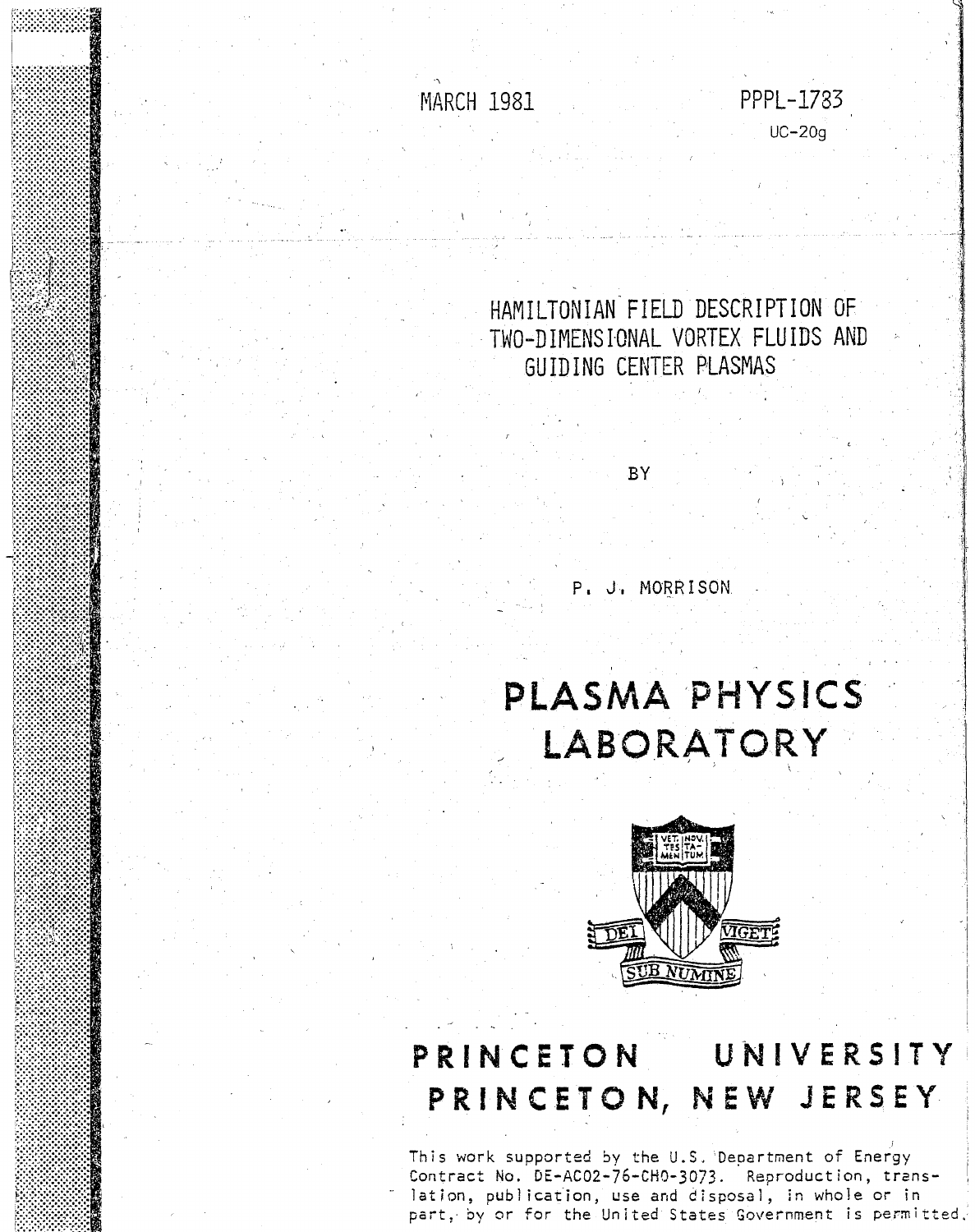MARCH 1981

PPPL-1783

UC-20g

# HAMILTONIAN FIELD DESCRIPTION OF TWO-DIMENSIONAL VORTEX FLUIDS AND GUIDING CENTER PLASMAS

BY

P. J. MORRISON

# PLASMA PHYSICS LABORATORY

# PRINCETON UNIVERSITY
# PRINCETON, NEW JERSEY

This work supported by the U.S. Department of Energy Contract No. DE-AC02-76-CHO-3073. Reproduction, translation, publication, use and disposal, in whole or in part, by or for the United States Government is permitted.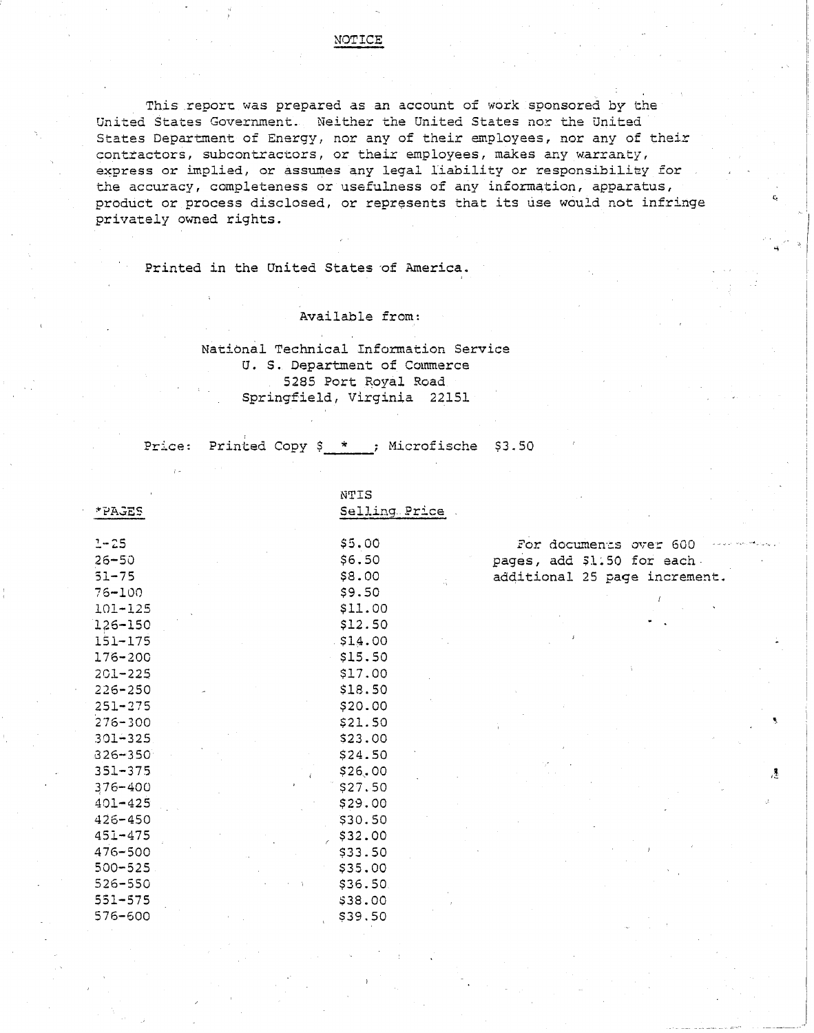# NOTICE

This report was prepared as an account of work sponsored by the United States Government. Neither the United States nor the United States Department of Energy, nor any of their employees, nor any of their contractors, subcontractors, or their employees, makes any warranty, express or implied, or assumes any legal liability or responsibility for the accuracy, completeness or usefulness of any information, apparatus, product or process disclosed, or represents that its use would not infringe privately owned rights.

Printed in the United States of America.

Available from:

National Technical Information Service
U. S. Department of Commerce
5285 Port Royal Road
Springfield, Virginia 22151

Price: Printed Copy $ * ; Microfische $3.50

| *PAGES | NTIS Selling Price |
|---|---|
| 1-25 | $5.00 |
| 26-50 | $6.50 |
| 51-75 | $8.00 |
| 76-100 | $9.50 |
| 101-125 | $11.00 |
| 126-150 | $12.50 |
| 151-175 | $14.00 |
| 176-200 | $15.50 |
| 201-225 | $17.00 |
| 226-250 | $18.50 |
| 251-275 | $20.00 |
| 276-300 | $21.50 |
| 301-325 | $23.00 |
| 326-350 | $24.50 |
| 351-375 | $26.00 |
| 376-400 | $27.50 |
| 401-425 | $29.00 |
| 426-450 | $30.50 |
| 451-475 | $32.00 |
| 476-500 | $33.50 |
| 500-525 | $35.00 |
| 526-550 | $36.50 |
| 551-575 | $38.00 |
| 576-600 | $39.50 |

For documents over 600 pages, add $1.50 for each additional 25 page increment.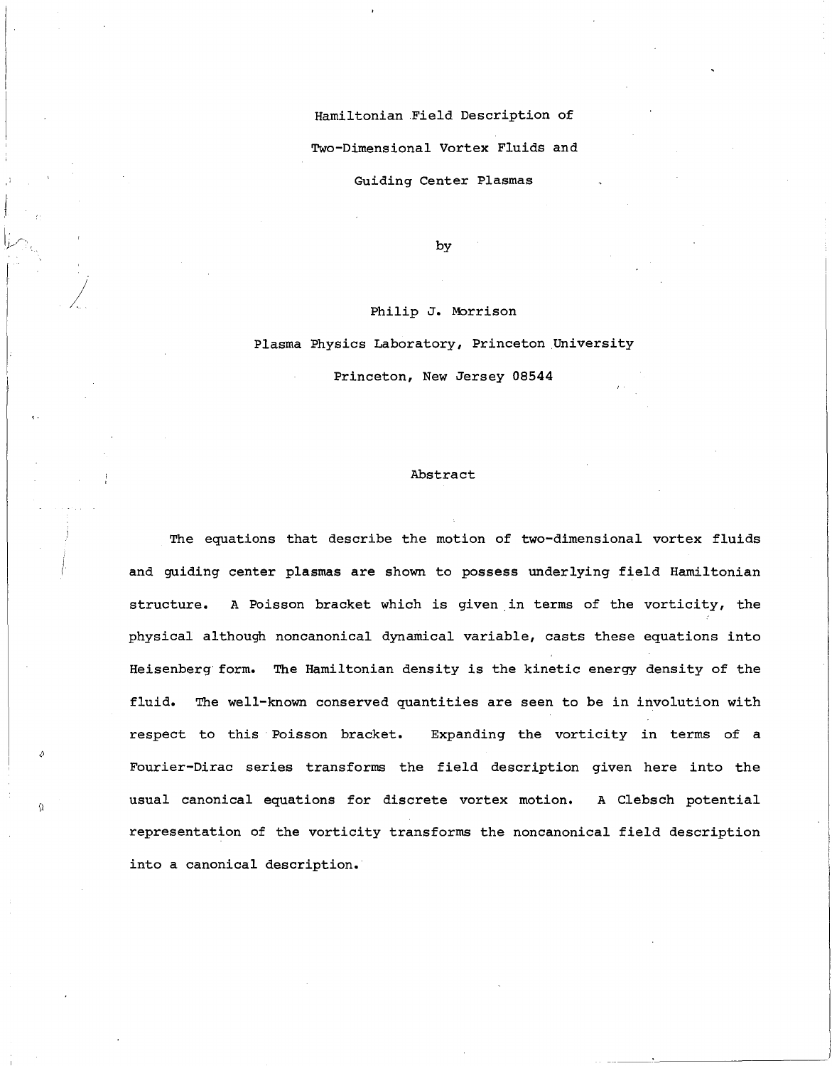# Hamiltonian Field Description of Two-Dimensional Vortex Fluids and Guiding Center Plasmas

by

Philip J. Morrison

Plasma Physics Laboratory, Princeton University

Princeton, New Jersey 08544

## Abstract

The equations that describe the motion of two-dimensional vortex fluids and guiding center plasmas are shown to possess underlying field Hamiltonian structure. A Poisson bracket which is given in terms of the vorticity, the physical although noncanonical dynamical variable, casts these equations into Heisenberg form. The Hamiltonian density is the kinetic energy density of the fluid. The well-known conserved quantities are seen to be in involution with respect to this Poisson bracket. Expanding the vorticity in terms of a Fourier-Dirac series transforms the field description given here into the usual canonical equations for discrete vortex motion. A Clebsch potential representation of the vorticity transforms the noncanonical field description into a canonical description.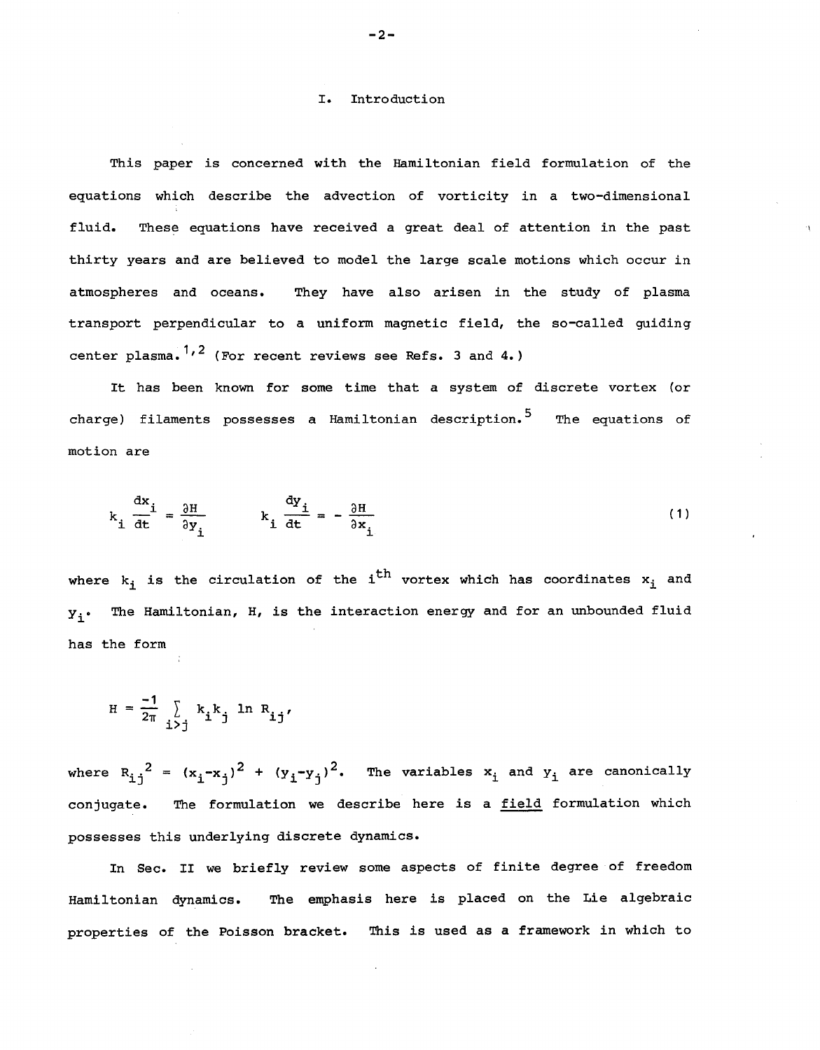## I. Introduction

This paper is concerned with the Hamiltonian field formulation of the equations which describe the advection of vorticity in a two-dimensional fluid. These equations have received a great deal of attention in the past thirty years and are believed to model the large scale motions which occur in atmospheres and oceans. They have also arisen in the study of plasma transport perpendicular to a uniform magnetic field, the so-called guiding center plasma.[1,2] (For recent reviews see Refs. 3 and 4.)

It has been known for some time that a system of discrete vortex (or charge) filaments possesses a Hamiltonian description.[5] The equations of motion are

$$k_i \frac{dx_i}{dt} = \frac{\partial H}{\partial y_i} \qquad k_i \frac{dy_i}{dt} = - \frac{\partial H}{\partial x_i} \tag{1}$$

where $k_i$ is the circulation of the $i^{th}$ vortex which has coordinates $x_i$ and $y_i$. The Hamiltonian, $H$, is the interaction energy and for an unbounded fluid has the form

$$H = \frac{-1}{2\pi} \sum_{i>j} k_i k_j \ln R_{ij},$$

where $R_{ij}^2 = (x_i - x_j)^2 + (y_i - y_j)^2$. The variables $x_i$ and $y_i$ are canonically conjugate. The formulation we describe here is a *field* formulation which possesses this underlying discrete dynamics.

In Sec. II we briefly review some aspects of finite degree of freedom Hamiltonian dynamics. The emphasis here is placed on the Lie algebraic properties of the Poisson bracket. This is used as a framework in which to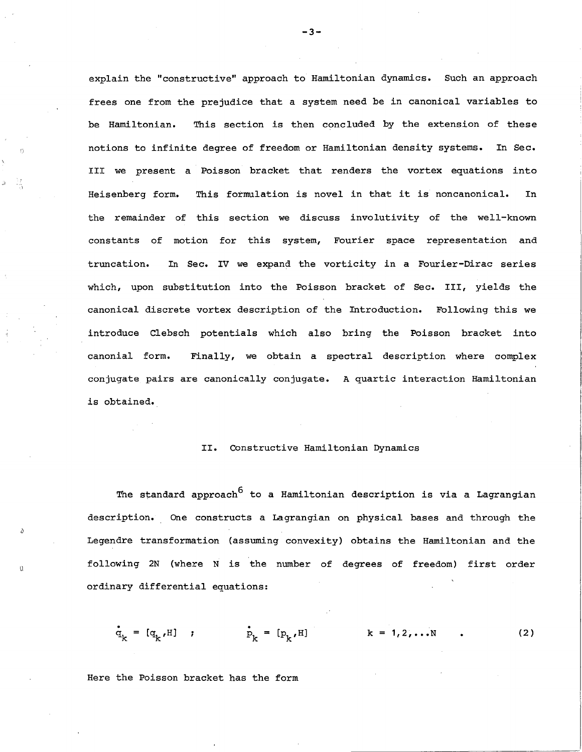explain the "constructive" approach to Hamiltonian dynamics. Such an approach frees one from the prejudice that a system need be in canonical variables to be Hamiltonian. This section is then concluded by the extension of these notions to infinite degree of freedom or Hamiltonian density systems. In Sec. III we present a Poisson bracket that renders the vortex equations into Heisenberg form. This formulation is novel in that it is noncanonical. In the remainder of this section we discuss involutivity of the well-known constants of motion for this system, Fourier space representation and truncation. In Sec. IV we expand the vorticity in a Fourier-Dirac series which, upon substitution into the Poisson bracket of Sec. III, yields the canonical discrete vortex description of the Introduction. Following this we introduce Clebsch potentials which also bring the Poisson bracket into canonial form. Finally, we obtain a spectral description where complex conjugate pairs are canonically conjugate. A quartic interaction Hamiltonian is obtained.

## II. Constructive Hamiltonian Dynamics

The standard approach[6] to a Hamiltonian description is via a Lagrangian description. One constructs a Lagrangian on physical bases and through the Legendre transformation (assuming convexity) obtains the Hamiltonian and the following 2N (where N is the number of degrees of freedom) first order ordinary differential equations:

$$\dot{q}_k = [q_k,H] \quad ; \qquad \dot{p}_k = [p_k,H] \qquad k = 1,2,\ldots N \quad . \tag{2}$$

Here the Poisson bracket has the form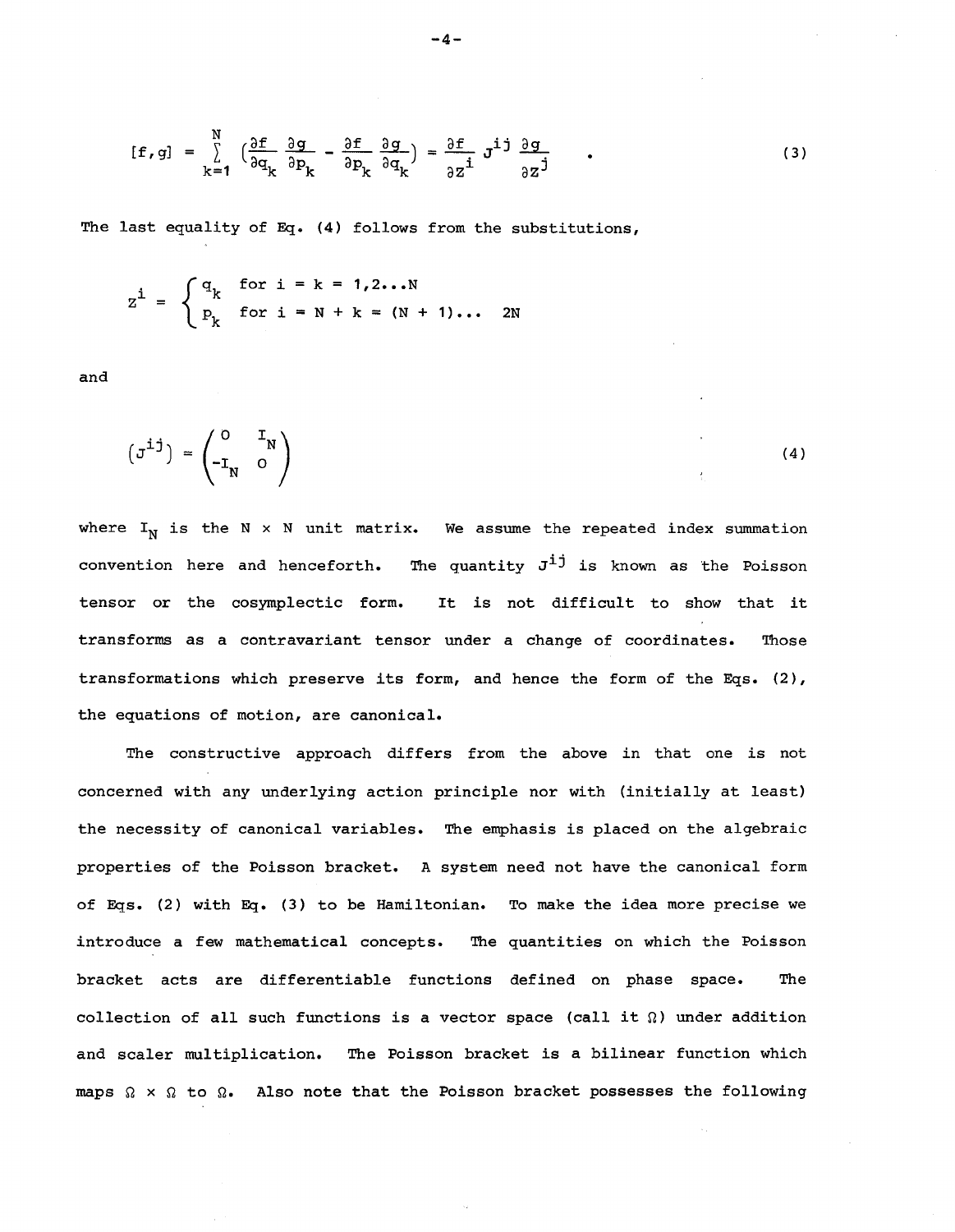$$[f,g] = \sum_{k=1}^{N} \left(\frac{\partial f}{\partial q_k}\frac{\partial g}{\partial p_k} - \frac{\partial f}{\partial p_k}\frac{\partial g}{\partial q_k}\right) = \frac{\partial f}{\partial z^i} J^{ij} \frac{\partial g}{\partial z^j} \quad . \tag{3}$$

The last equality of Eq. (4) follows from the substitutions,

$$z^i = \begin{cases} q_k & \text{for } i = k = 1,2\ldots N \\ p_k & \text{for } i = N + k = (N+1)\ldots \quad 2N \end{cases}$$

and

$$(J^{ij}) = \begin{pmatrix} 0 & I_N \\ -I_N & 0 \end{pmatrix} \tag{4}$$

where $I_N$ is the N x N unit matrix. We assume the repeated index summation convention here and henceforth. The quantity $J^{ij}$ is known as the Poisson tensor or the cosymplectic form. It is not difficult to show that it transforms as a contravariant tensor under a change of coordinates. Those transformations which preserve its form, and hence the form of the Eqs. (2), the equations of motion, are canonical.

The constructive approach differs from the above in that one is not concerned with any underlying action principle nor with (initially at least) the necessity of canonical variables. The emphasis is placed on the algebraic properties of the Poisson bracket. A system need not have the canonical form of Eqs. (2) with Eq. (3) to be Hamiltonian. To make the idea more precise we introduce a few mathematical concepts. The quantities on which the Poisson bracket acts are differentiable functions defined on phase space. The collection of all such functions is a vector space (call it $\Omega$) under addition and scaler multiplication. The Poisson bracket is a bilinear function which maps $\Omega \times \Omega$ to $\Omega$. Also note that the Poisson bracket possesses the following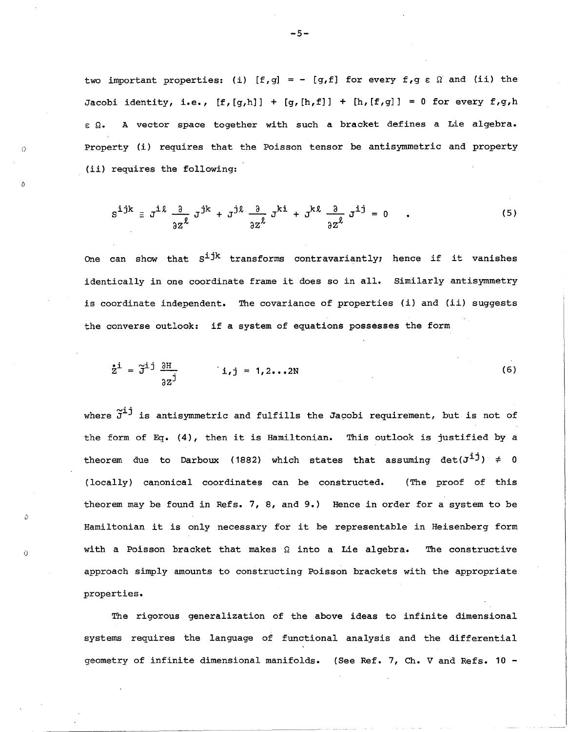two important properties: (i) $[f,g] = - [g,f]$ for every $f,g \in \Omega$ and (ii) the Jacobi identity, i.e., $[f,[g,h]] + [g,[h,f]] + [h,[f,g]] = 0$ for every $f,g,h \in \Omega$. A vector space together with such a bracket defines a Lie algebra. Property (i) requires that the Poisson tensor be antisymmetric and property (ii) requires the following:

$$S^{ijk} \equiv J^{i\ell} \frac{\partial}{\partial z^\ell} J^{jk} + J^{j\ell} \frac{\partial}{\partial z^\ell} J^{ki} + J^{k\ell} \frac{\partial}{\partial z^\ell} J^{ij} = 0 \quad . \tag{5}$$

One can show that $S^{ijk}$ transforms contravariantly; hence if it vanishes identically in one coordinate frame it does so in all. Similarly antisymmetry is coordinate independent. The covariance of properties (i) and (ii) suggests the converse outlook: if a system of equations possesses the form

$$\dot{z}^i = \tilde{J}^{ij} \frac{\partial H}{\partial z^j} \qquad i,j = 1,2\ldots 2N \tag{6}$$

where $\tilde{J}^{ij}$ is antisymmetric and fulfills the Jacobi requirement, but is not of the form of Eq. (4), then it is Hamiltonian. This outlook is justified by a theorem due to Darboux (1882) which states that assuming $\det(J^{ij}) \neq 0$ (locally) canonical coordinates can be constructed. (The proof of this theorem may be found in Refs. 7, 8, and 9.) Hence in order for a system to be Hamiltonian it is only necessary for it be representable in Heisenberg form with a Poisson bracket that makes $\Omega$ into a Lie algebra. The constructive approach simply amounts to constructing Poisson brackets with the appropriate properties.

The rigorous generalization of the above ideas to infinite dimensional systems requires the language of functional analysis and the differential geometry of infinite dimensional manifolds. (See Ref. 7, Ch. V and Refs. 10 -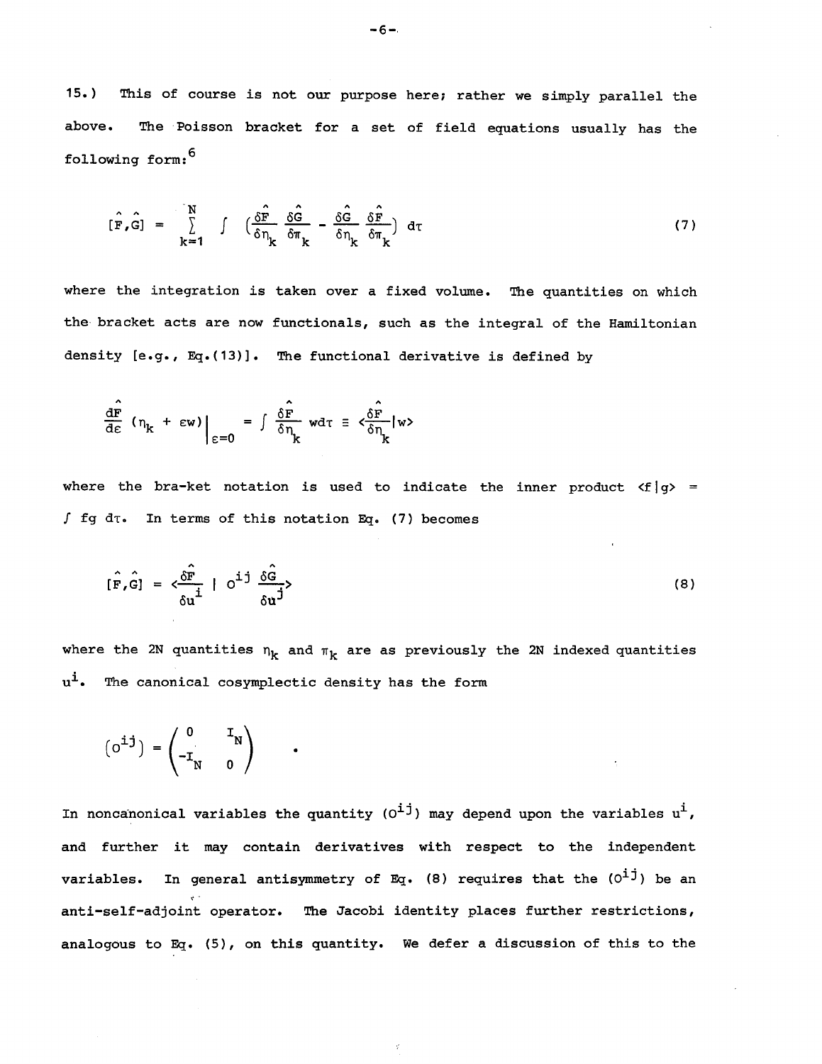15.) This of course is not our purpose here; rather we simply parallel the above. The Poisson bracket for a set of field equations usually has the following form:[6]

$$[\hat{F},\hat{G}] = \sum_{k=1}^{N} \int \left(\frac{\delta \hat{F}}{\delta \eta_k}\frac{\delta \hat{G}}{\delta \pi_k} - \frac{\delta \hat{G}}{\delta \eta_k}\frac{\delta \hat{F}}{\delta \pi_k}\right) d\tau \tag{7}$$

where the integration is taken over a fixed volume. The quantities on which the bracket acts are now functionals, such as the integral of the Hamiltonian density [e.g., Eq.(13)]. The functional derivative is defined by

$$\frac{d\hat{F}}{d\varepsilon}(\eta_k + \varepsilon w)\bigg|_{\varepsilon=0} = \int \frac{\delta \hat{F}}{\delta \eta_k} w d\tau \equiv \langle \frac{\delta \hat{F}}{\delta \eta_k} | w \rangle$$

where the bra-ket notation is used to indicate the inner product $\langle f|g\rangle = \int fg\, d\tau$. In terms of this notation Eq. (7) becomes

$$[\hat{F},\hat{G}] = \langle \frac{\delta \hat{F}}{\delta u^i} \mid O^{ij} \frac{\delta \hat{G}}{\delta u^j} \rangle \tag{8}$$

where the 2N quantities $\eta_k$ and $\pi_k$ are as previously the 2N indexed quantities $u^i$. The canonical cosymplectic density has the form

$$\left(O^{ij}\right) = \begin{pmatrix} 0 & I_N \\ -I_N & 0 \end{pmatrix} \quad .$$

In noncanonical variables the quantity $(O^{ij})$ may depend upon the variables $u^i$, and further it may contain derivatives with respect to the independent variables. In general antisymmetry of Eq. (8) requires that the $(O^{ij})$ be an anti-self-adjoint operator. The Jacobi identity places further restrictions, analogous to Eq. (5), on this quantity. We defer a discussion of this to the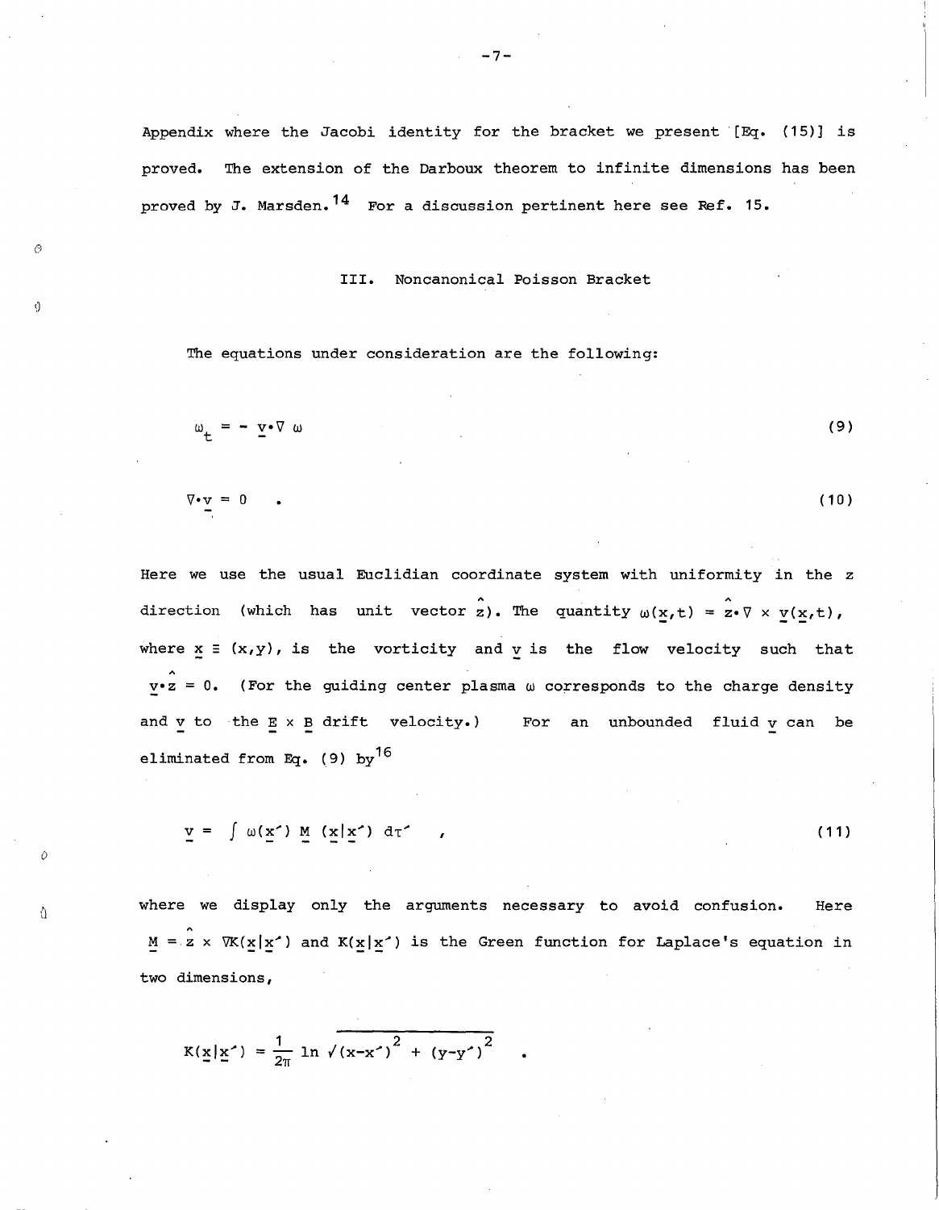Appendix where the Jacobi identity for the bracket we present [Eq. (15)] is proved. The extension of the Darboux theorem to infinite dimensions has been proved by J. Marsden.[14] For a discussion pertinent here see Ref. 15.

## III. Noncanonical Poisson Bracket

The equations under consideration are the following:

$$\omega_t = - \underline{v} \cdot \nabla \omega \tag{9}$$

$$\nabla \cdot \underline{v} = 0 \quad . \tag{10}$$

Here we use the usual Euclidian coordinate system with uniformity in the z direction (which has unit vector $\hat{z}$). The quantity $\omega(\underline{x},t) = \hat{z} \cdot \nabla \times \underline{v}(\underline{x},t)$, where $\underline{x} \equiv (x,y)$, is the vorticity and $\underline{v}$ is the flow velocity such that $\underline{v} \cdot \hat{z} = 0$. (For the guiding center plasma $\omega$ corresponds to the charge density and $\underline{v}$ to the $\underline{E} \times \underline{B}$ drift velocity.) For an unbounded fluid $\underline{v}$ can be eliminated from Eq. (9) by[16]

$$\underline{v} = \int \omega(\underline{x}') \, \underline{M} \, (\underline{x}|\underline{x}') \, d\tau' \quad , \tag{11}$$

where we display only the arguments necessary to avoid confusion. Here $\underline{M} = \hat{z} \times \nabla K(\underline{x}|\underline{x}')$ and $K(\underline{x}|\underline{x}')$ is the Green function for Laplace's equation in two dimensions,

$$K(\underline{x}|\underline{x}') = \frac{1}{2\pi} \ln \sqrt{(x-x')^2 + (y-y')^2} \quad .$$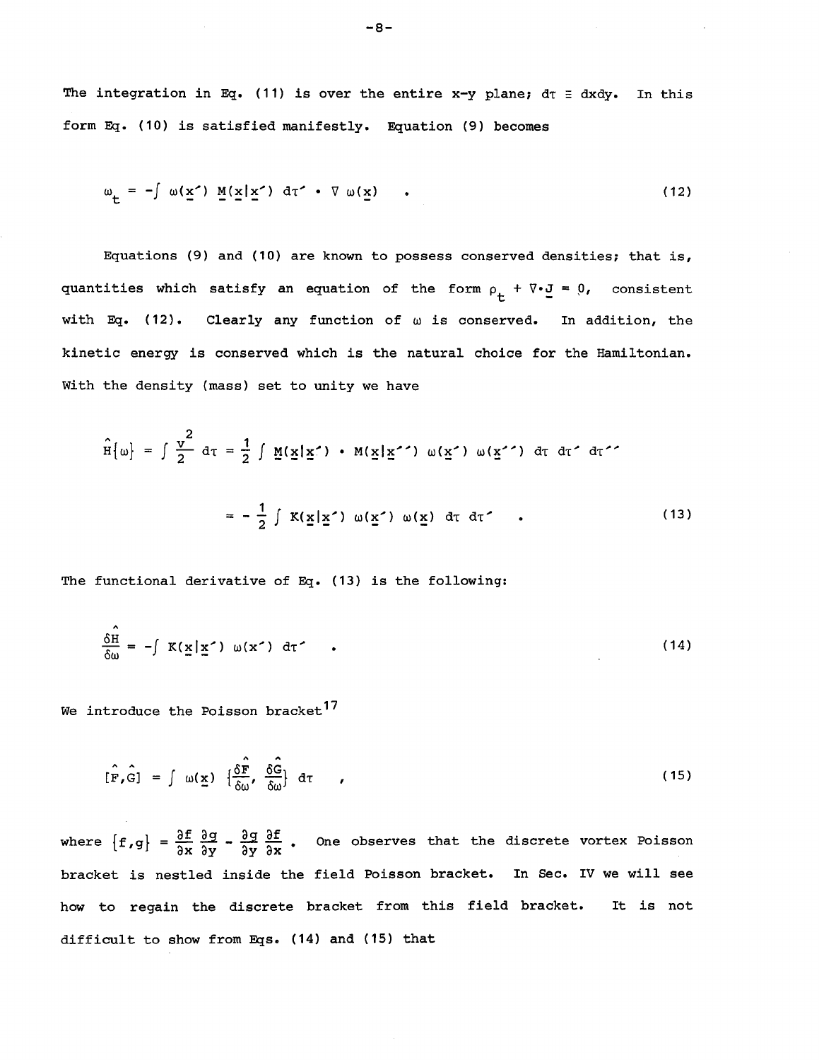The integration in Eq. (11) is over the entire x-y plane; $d\tau \equiv dxdy$. In this form Eq. (10) is satisfied manifestly. Equation (9) becomes

$$\omega_t = -\int \omega(\underline{x}') \, \underline{M}(\underline{x}|\underline{x}') \, d\tau' \cdot \nabla \omega(\underline{x}) \quad . \tag{12}$$

Equations (9) and (10) are known to possess conserved densities; that is, quantities which satisfy an equation of the form $\rho_t + \nabla \cdot \underline{J} = 0$, consistent with Eq. (12). Clearly any function of $\omega$ is conserved. In addition, the kinetic energy is conserved which is the natural choice for the Hamiltonian. With the density (mass) set to unity we have

$$\hat{H}\{\omega\} = \int \frac{v^2}{2} \, d\tau = \frac{1}{2} \int \underline{M}(\underline{x}|\underline{x}') \cdot M(\underline{x}|\underline{x}'') \, \omega(\underline{x}') \, \omega(\underline{x}'') \, d\tau \, d\tau' \, d\tau''$$

$$= -\frac{1}{2} \int K(\underline{x}|\underline{x}') \, \omega(\underline{x}') \, \omega(\underline{x}) \, d\tau \, d\tau' \quad . \tag{13}$$

The functional derivative of Eq. (13) is the following:

$$\frac{\delta \hat{H}}{\delta \omega} = -\int K(\underline{x}|\underline{x}') \, \omega(x') \, d\tau' \quad . \tag{14}$$

We introduce the Poisson bracket[17]

$$[\hat{F},\hat{G}] = \int \omega(\underline{x}) \left\{\frac{\delta \hat{F}}{\delta \omega}, \frac{\delta \hat{G}}{\delta \omega}\right\} d\tau \quad , \tag{15}$$

where $\{f,g\} = \frac{\partial f}{\partial x}\frac{\partial g}{\partial y} - \frac{\partial g}{\partial y}\frac{\partial f}{\partial x}$ . One observes that the discrete vortex Poisson bracket is nestled inside the field Poisson bracket. In Sec. IV we will see how to regain the discrete bracket from this field bracket. It is not difficult to show from Eqs. (14) and (15) that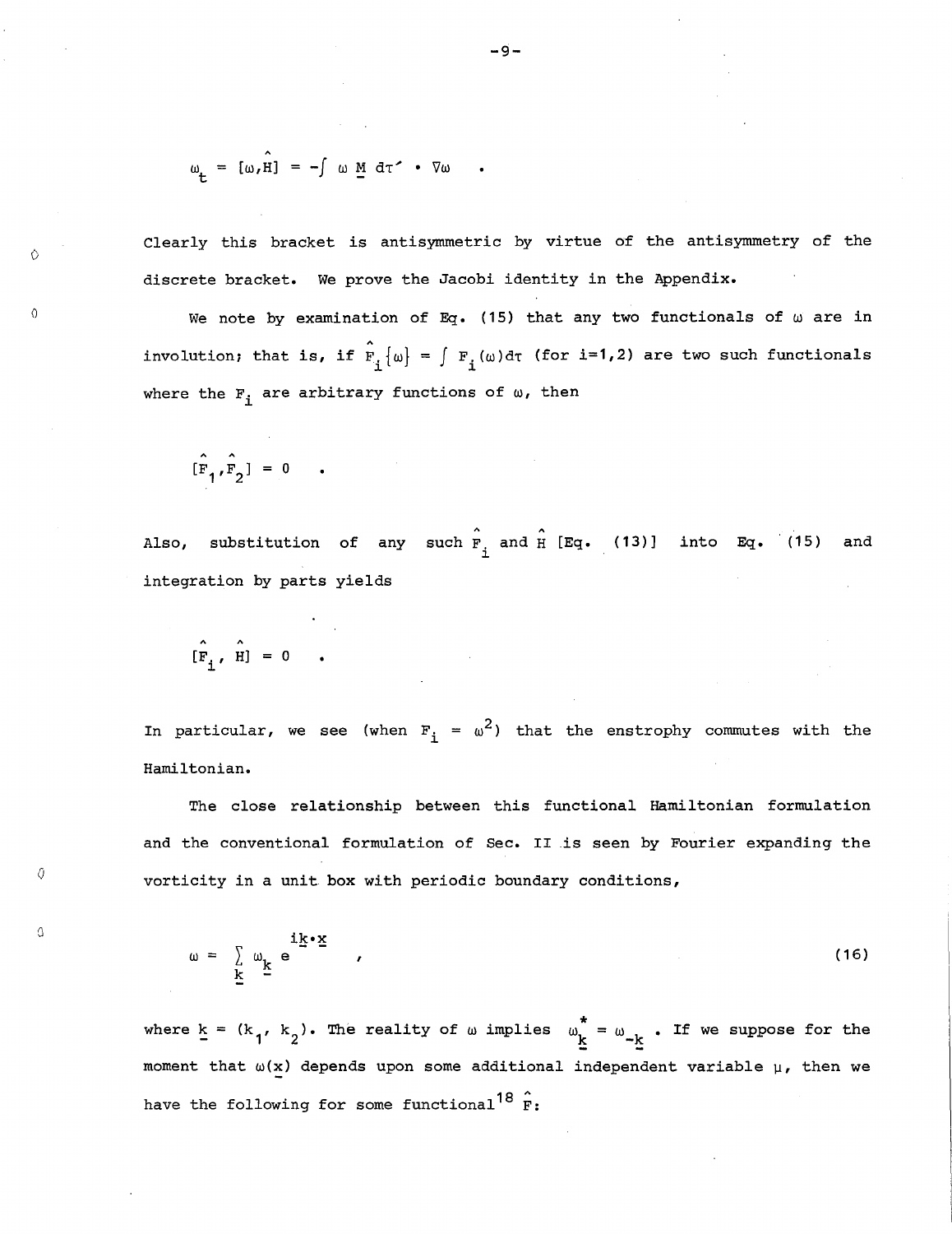$$\omega_t = [\omega, \hat{H}] = -\int \omega \, \underline{M} \, d\tau' \cdot \nabla\omega \quad .$$

Clearly this bracket is antisymmetric by virtue of the antisymmetry of the discrete bracket. We prove the Jacobi identity in the Appendix.

We note by examination of Eq. (15) that any two functionals of $\omega$ are in involution; that is, if $\hat{F}_i\{\omega\} = \int F_i(\omega)d\tau$ (for i=1,2) are two such functionals where the $F_i$ are arbitrary functions of $\omega$, then

$$[\hat{F}_1, \hat{F}_2] = 0 \quad .$$

Also, substitution of any such $\hat{F}_i$ and $\hat{H}$ [Eq. (13)] into Eq. (15) and integration by parts yields

$$[\hat{F}_i, \hat{H}] = 0 \quad .$$

In particular, we see (when $F_i = \omega^2$) that the enstrophy commutes with the Hamiltonian.

The close relationship between this functional Hamiltonian formulation and the conventional formulation of Sec. II is seen by Fourier expanding the vorticity in a unit box with periodic boundary conditions,

$$\omega = \sum_{\underline{k}} \omega_{\underline{k}} \, e^{i\underline{k}\cdot\underline{x}} \quad , \tag{16}$$

where $\underline{k} = (k_1, k_2)$. The reality of $\omega$ implies $\omega^*_{\underline{k}} = \omega_{-\underline{k}}$. If we suppose for the moment that $\omega(\underline{x})$ depends upon some additional independent variable $\mu$, then we have the following for some functional[18] $\hat{F}$: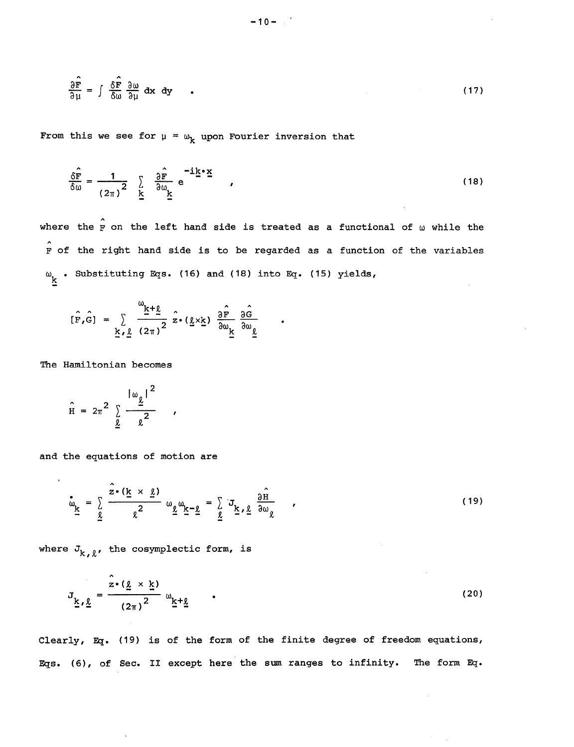$$\frac{\partial \hat{F}}{\partial \mu} = \int \frac{\delta \hat{F}}{\delta \omega} \frac{\partial \omega}{\partial \mu} \, dx \, dy \quad . \tag{17}$$

From this we see for $\mu = \omega_{\underline{k}}$ upon Fourier inversion that

$$\frac{\delta \hat{F}}{\delta \omega} = \frac{1}{(2\pi)^2} \sum_{\underline{k}} \frac{\partial \hat{F}}{\partial \omega_{\underline{k}}} e^{-i\underline{k}\cdot\underline{x}} \quad , \tag{18}$$

where the $\hat{F}$ on the left hand side is treated as a functional of $\omega$ while the $\hat{F}$ of the right hand side is to be regarded as a function of the variables $\omega_{\underline{k}}$ . Substituting Eqs. (16) and (18) into Eq. (15) yields,

$$[\hat{F},\hat{G}] = \sum_{\underline{k},\underline{\ell}} \frac{\omega_{\underline{k}+\underline{\ell}}}{(2\pi)^2} \hat{z}\cdot(\underline{\ell}\times\underline{k}) \frac{\partial \hat{F}}{\partial \omega_{\underline{k}}} \frac{\partial \hat{G}}{\partial \omega_{\underline{\ell}}} \quad .$$

The Hamiltonian becomes

$$\hat{H} = 2\pi^2 \sum_{\underline{\ell}} \frac{|\omega_{\underline{\ell}}|^2}{\ell^2} \quad ,$$

and the equations of motion are

$$\dot{\omega}_{\underline{k}} = \sum_{\underline{\ell}} \frac{\hat{z}\cdot(\underline{k}\times\underline{\ell})}{\ell^2} \omega_{\underline{\ell}} \omega_{\underline{k}-\underline{\ell}} = \sum_{\underline{\ell}} J_{\underline{k},\underline{\ell}} \frac{\partial \hat{H}}{\partial \omega_{\ell}} \quad , \tag{19}$$

where $J_{k,\ell}$, the cosymplectic form, is

$$J_{\underline{k},\underline{\ell}} = \frac{\hat{z}\cdot(\underline{\ell}\times\underline{k})}{(2\pi)^2} \omega_{\underline{k}+\underline{\ell}} \quad . \tag{20}$$

Clearly, Eq. (19) is of the form of the finite degree of freedom equations, Eqs. (6), of Sec. II except here the sum ranges to infinity. The form Eq.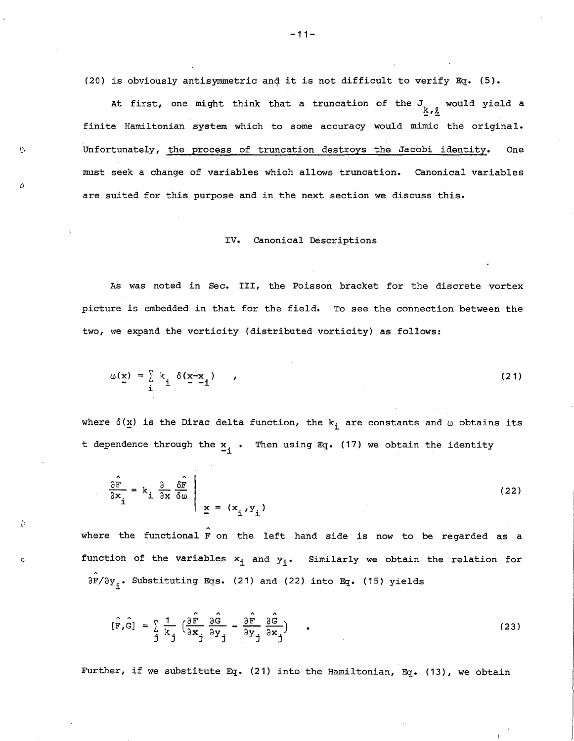(20) is obviously antisymmetric and it is not difficult to verify Eq. (5).

At first, one might think that a truncation of the $J_{\underline{k},\underline{\ell}}$ would yield a finite Hamiltonian system which to some accuracy would mimic the original. Unfortunately, the process of truncation destroys the Jacobi identity. One must seek a change of variables which allows truncation. Canonical variables are suited for this purpose and in the next section we discuss this.

## IV. Canonical Descriptions

As was noted in Sec. III, the Poisson bracket for the discrete vortex picture is embedded in that for the field. To see the connection between the two, we expand the vorticity (distributed vorticity) as follows:

$$\omega(\underline{x}) = \sum_i k_i \; \delta(\underline{x}-\underline{x}_i) \quad , \tag{21}$$

where $\delta(\underline{x})$ is the Dirac delta function, the $k_i$ are constants and $\omega$ obtains its t dependence through the $\underline{x}_i$ . Then using Eq. (17) we obtain the identity

$$\frac{\partial \hat{F}}{\partial x_i} = k_i \frac{\partial}{\partial x} \frac{\delta \hat{F}}{\delta \omega} \Bigg|_{\underline{x} = (x_i, y_i)} \tag{22}$$

where the functional $\hat{F}$ on the left hand side is now to be regarded as a function of the variables $x_i$ and $y_i$. Similarly we obtain the relation for $\partial \hat{F}/\partial y_i$. Substituting Eqs. (21) and (22) into Eq. (15) yields

$$[\hat{F},\hat{G}] = \sum_j \frac{1}{k_j} \left(\frac{\partial \hat{F}}{\partial x_j}\frac{\partial \hat{G}}{\partial y_j} - \frac{\partial \hat{F}}{\partial y_j}\frac{\partial \hat{G}}{\partial x_j}\right) \quad . \tag{23}$$

Further, if we substitute Eq. (21) into the Hamiltonian, Eq. (13), we obtain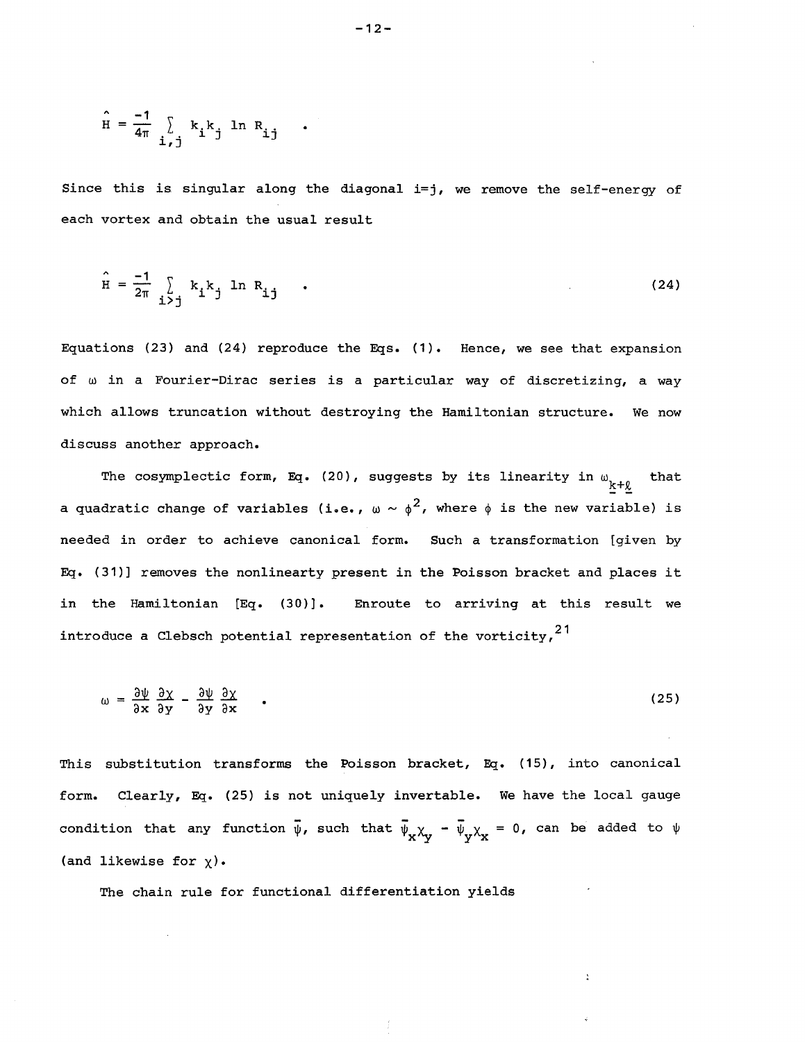$$\hat{H} = \frac{-1}{4\pi} \sum_{i,j} k_i k_j \ln R_{ij} \quad .$$

Since this is singular along the diagonal i=j, we remove the self-energy of each vortex and obtain the usual result

$$\hat{H} = \frac{-1}{2\pi} \sum_{i>j} k_i k_j \ln R_{ij} \quad . \tag{24}$$

Equations (23) and (24) reproduce the Eqs. (1). Hence, we see that expansion of $\omega$ in a Fourier-Dirac series is a particular way of discretizing, a way which allows truncation without destroying the Hamiltonian structure. We now discuss another approach.

The cosymplectic form, Eq. (20), suggests by its linearity in $\omega_{\underline{k}+\underline{\ell}}$ that a quadratic change of variables (i.e., $\omega \sim \phi^2$, where $\phi$ is the new variable) is needed in order to achieve canonical form. Such a transformation [given by Eq. (31)] removes the nonlinearty present in the Poisson bracket and places it in the Hamiltonian [Eq. (30)]. Enroute to arriving at this result we introduce a Clebsch potential representation of the vorticity,[21]

$$\omega = \frac{\partial \psi}{\partial x}\frac{\partial \chi}{\partial y} - \frac{\partial \psi}{\partial y}\frac{\partial \chi}{\partial x} \quad . \tag{25}$$

This substitution transforms the Poisson bracket, Eq. (15), into canonical form. Clearly, Eq. (25) is not uniquely invertable. We have the local gauge condition that any function $\bar{\psi}$, such that $\bar{\psi}_x \chi_y - \bar{\psi}_y \chi_x = 0$, can be added to $\psi$ (and likewise for $\chi$).

The chain rule for functional differentiation yields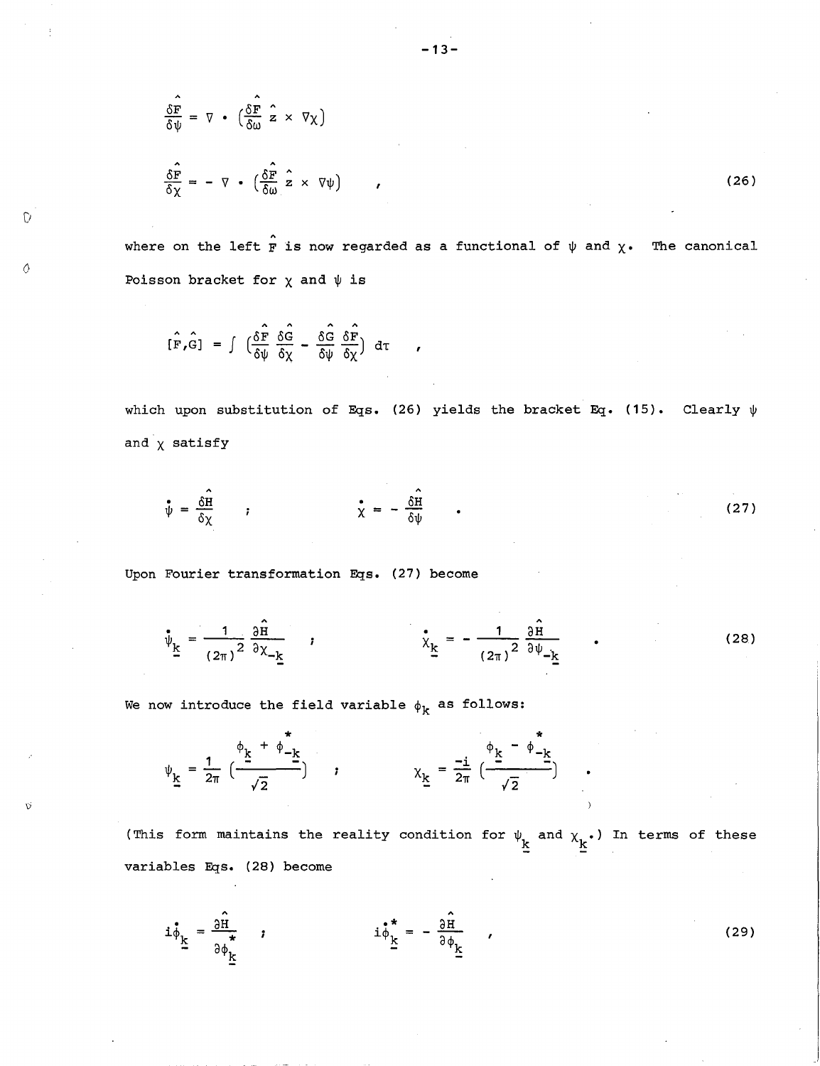$$\frac{\delta \hat{F}}{\delta \psi} = \nabla \cdot \left(\frac{\delta \hat{F}}{\delta \omega} \hat{z} \times \nabla \chi\right)$$

$$\frac{\delta \hat{F}}{\delta \chi} = - \nabla \cdot \left(\frac{\delta \hat{F}}{\delta \omega} \hat{z} \times \nabla \psi\right) \quad , \tag{26}$$

where on the left $\hat{F}$ is now regarded as a functional of $\psi$ and $\chi$. The canonical Poisson bracket for $\chi$ and $\psi$ is

$$[\hat{F},\hat{G}] = \int \left(\frac{\delta \hat{F}}{\delta \psi} \frac{\delta \hat{G}}{\delta \chi} - \frac{\delta \hat{G}}{\delta \psi} \frac{\delta \hat{F}}{\delta \chi}\right) d\tau \quad ,$$

which upon substitution of Eqs. (26) yields the bracket Eq. (15). Clearly $\psi$ and $\chi$ satisfy

$$\dot{\psi} = \frac{\delta \hat{H}}{\delta \chi} \quad ; \qquad \dot{\chi} = - \frac{\delta \hat{H}}{\delta \psi} \quad . \tag{27}$$

Upon Fourier transformation Eqs. (27) become

$$\dot{\psi}_{\underline{k}} = \frac{1}{(2\pi)^2} \frac{\partial \hat{H}}{\partial \chi_{-\underline{k}}} \quad ; \qquad \dot{\chi}_{\underline{k}} = - \frac{1}{(2\pi)^2} \frac{\partial \hat{H}}{\partial \psi_{-\underline{k}}} \quad . \tag{28}$$

We now introduce the field variable $\phi_k$ as follows:

$$\psi_{\underline{k}} = \frac{1}{2\pi} \left(\frac{\phi_{\underline{k}} + \phi^{*}_{-\underline{k}}}{\sqrt{2}}\right) \quad ; \qquad \chi_{\underline{k}} = \frac{-i}{2\pi} \left(\frac{\phi_{\underline{k}} - \phi^{*}_{-\underline{k}}}{\sqrt{2}}\right) \quad .$$

(This form maintains the reality condition for $\psi_{\underline{k}}$ and $\chi_{\underline{k}}$.) In terms of these variables Eqs. (28) become

$$i\dot{\phi}_{\underline{k}} = \frac{\partial \hat{H}}{\partial \phi^{*}_{\underline{k}}} \quad ; \qquad i\dot{\phi}^{*}_{\underline{k}} = - \frac{\partial \hat{H}}{\partial \phi_{\underline{k}}} \quad , \tag{29}$$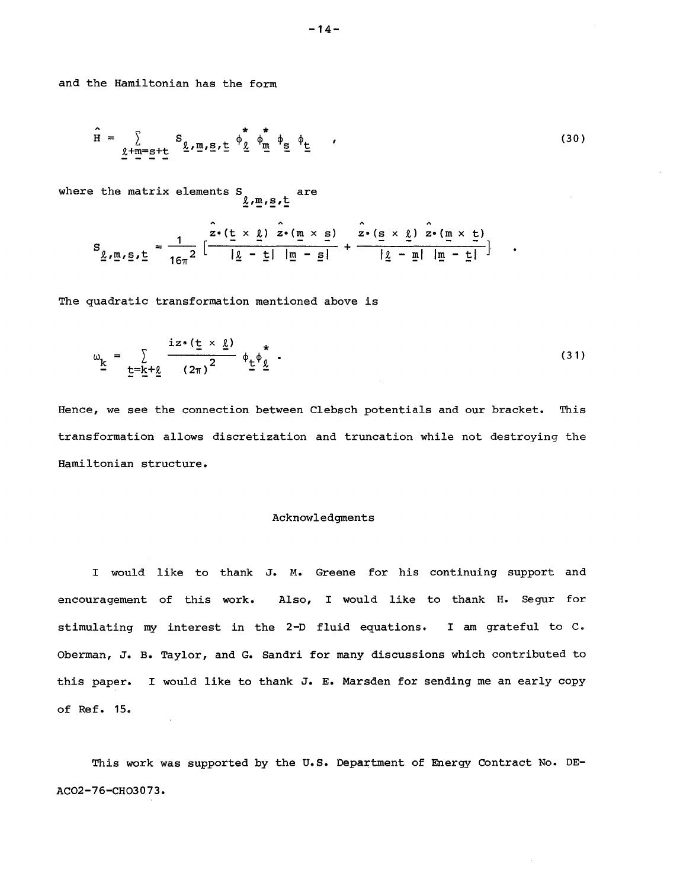and the Hamiltonian has the form

$$\hat{H} = \sum_{\underline{\ell}+\underline{m}=\underline{s}+\underline{t}} S_{\underline{\ell},\underline{m},\underline{s},\underline{t}} \, \phi_{\underline{\ell}}^{*} \, \phi_{\underline{m}}^{*} \, \phi_{\underline{s}} \, \phi_{\underline{t}} \quad , \tag{30}$$

where the matrix elements $S_{\underline{\ell},\underline{m},\underline{s},\underline{t}}$ are

$$S_{\underline{\ell},\underline{m},\underline{s},\underline{t}} = \frac{1}{16\pi^2} \left[ \frac{\hat{z}\cdot(\underline{t} \times \underline{\ell}) \; \hat{z}\cdot(\underline{m} \times \underline{s})}{|\underline{\ell} - \underline{t}| \; |\underline{m} - \underline{s}|} + \frac{\hat{z}\cdot(\underline{s} \times \underline{\ell}) \; \hat{z}\cdot(\underline{m} \times \underline{t})}{|\underline{\ell} - \underline{m}| \; |\underline{m} - \underline{t}|} \right] \quad .$$

The quadratic transformation mentioned above is

$$\omega_{\underline{k}} = \sum_{\underline{t}=\underline{k}+\underline{\ell}} \frac{iz\cdot(\underline{t} \times \underline{\ell})}{(2\pi)^2} \, \phi_{\underline{t}} \phi_{\underline{\ell}}^{*} \quad . \tag{31}$$

Hence, we see the connection between Clebsch potentials and our bracket. This transformation allows discretization and truncation while not destroying the Hamiltonian structure.

## Acknowledgments

I would like to thank J. M. Greene for his continuing support and encouragement of this work. Also, I would like to thank H. Segur for stimulating my interest in the 2-D fluid equations. I am grateful to C. Oberman, J. B. Taylor, and G. Sandri for many discussions which contributed to this paper. I would like to thank J. E. Marsden for sending me an early copy of Ref. 15.

This work was supported by the U.S. Department of Energy Contract No. DE-AC02-76-CHO3073.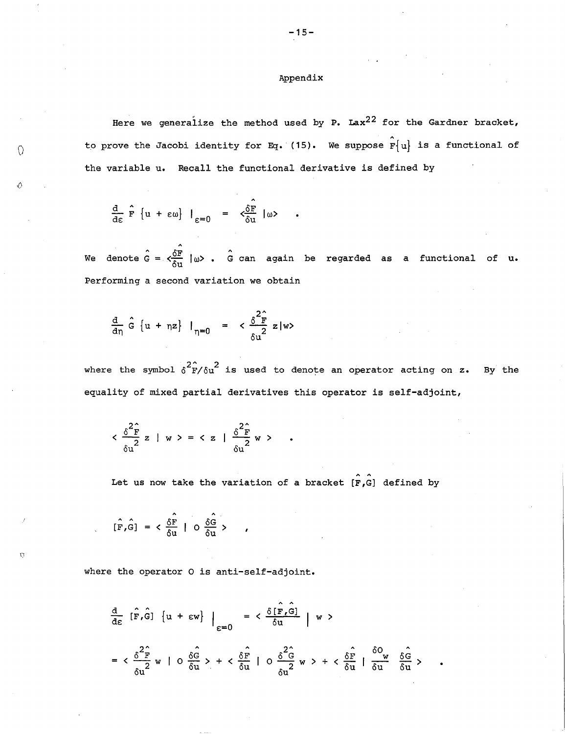# Appendix

Here we generalize the method used by P. Lax[22] for the Gardner bracket, to prove the Jacobi identity for Eq. (15). We suppose $\hat{F}\{u\}$ is a functional of the variable u. Recall the functional derivative is defined by

$$\frac{d}{d\varepsilon} \hat{F} \{u + \varepsilon\omega\} \Big|_{\varepsilon=0} = \langle \frac{\delta \hat{F}}{\delta u} | \omega \rangle \quad .$$

We denote $\hat{G} = \langle \frac{\delta \hat{F}}{\delta u} | \omega \rangle$ . $\hat{G}$ can again be regarded as a functional of u. Performing a second variation we obtain

$$\frac{d}{d\eta} \hat{G} \{u + \eta z\} \Big|_{\eta=0} = \langle \frac{\delta^2 \hat{F}}{\delta u^2} z | w \rangle$$

where the symbol $\delta^2 \hat{F}/\delta u^2$ is used to denote an operator acting on z. By the equality of mixed partial derivatives this operator is self-adjoint,

$$\langle \frac{\delta^2 \hat{F}}{\delta u^2} z \mid w \rangle = \langle z \mid \frac{\delta^2 \hat{F}}{\delta u^2} w \rangle \quad .$$

Let us now take the variation of a bracket $[\hat{F},\hat{G}]$ defined by

$$[\hat{F},\hat{G}] = \langle \frac{\delta \hat{F}}{\delta u} \mid O \frac{\delta \hat{G}}{\delta u} \rangle \quad ,$$

where the operator O is anti-self-adjoint.

$$\frac{d}{d\varepsilon} [\hat{F},\hat{G}] \{u + \varepsilon w\} \Big|_{\varepsilon=0} = \langle \frac{\delta [\hat{F},\hat{G}]}{\delta u} \mid w \rangle$$

$$= \langle \frac{\delta^2 \hat{F}}{\delta u^2} w \mid O \frac{\delta \hat{G}}{\delta u} \rangle + \langle \frac{\delta \hat{F}}{\delta u} \mid O \frac{\delta^2 \hat{G}}{\delta u^2} w \rangle + \langle \frac{\delta \hat{F}}{\delta u} \mid \frac{\delta O_w}{\delta u} \frac{\delta \hat{G}}{\delta u} \rangle \quad .$$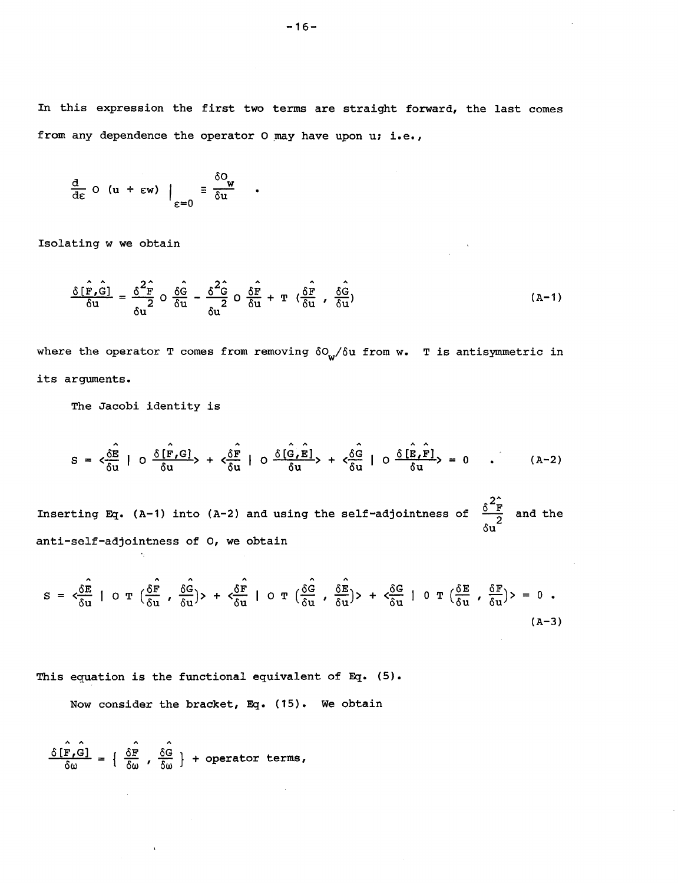In this expression the first two terms are straight forward, the last comes from any dependence the operator O may have upon u; i.e.,

$$\frac{d}{d\varepsilon} O\,(u + \varepsilon w) \Big|_{\varepsilon=0} \equiv \frac{\delta O_w}{\delta u} \quad .$$

Isolating w we obtain

$$\frac{\delta [\hat{F},\hat{G}]}{\delta u} = \frac{\delta^2 \hat{F}}{\delta u^2}\, O\, \frac{\delta \hat{G}}{\delta u} - \frac{\delta^2 \hat{G}}{\delta u^2}\, O\, \frac{\delta \hat{F}}{\delta u} + T\left(\frac{\delta \hat{F}}{\delta u}\, ,\, \frac{\delta \hat{G}}{\delta u}\right) \tag{A-1}$$

where the operator T comes from removing $\delta O_w/\delta u$ from w. T is antisymmetric in its arguments.

The Jacobi identity is

$$S = \langle \frac{\delta \hat{E}}{\delta u} \mid O\, \frac{\delta [\hat{F},\hat{G}]}{\delta u} \rangle + \langle \frac{\delta \hat{F}}{\delta u} \mid O\, \frac{\delta [\hat{G},\hat{E}]}{\delta u} \rangle + \langle \frac{\delta \hat{G}}{\delta u} \mid O\, \frac{\delta [\hat{E},\hat{F}]}{\delta u} \rangle = 0 \quad . \tag{A-2}$$

Inserting Eq. (A-1) into (A-2) and using the self-adjointness of $\frac{\delta^2 \hat{F}}{\delta u^2}$ and the anti-self-adjointness of O, we obtain

$$S = \langle \frac{\delta \hat{E}}{\delta u} \mid O\, T\left(\frac{\delta \hat{F}}{\delta u}\, ,\, \frac{\delta \hat{G}}{\delta u}\right) \rangle + \langle \frac{\delta \hat{F}}{\delta u} \mid O\, T\left(\frac{\delta \hat{G}}{\delta u}\, ,\, \frac{\delta \hat{E}}{\delta u}\right) \rangle + \langle \frac{\delta G}{\delta u} \mid O\, T\left(\frac{\delta E}{\delta u}\, ,\, \frac{\delta F}{\delta u}\right) \rangle = 0 \; . \tag{A-3}$$

This equation is the functional equivalent of Eq. (5).

Now consider the bracket, Eq. (15). We obtain

$$\frac{\delta [\hat{F},\hat{G}]}{\delta \omega} = \left\{ \frac{\delta \hat{F}}{\delta \omega}\, ,\, \frac{\delta \hat{G}}{\delta \omega} \right\} + \text{operator terms,}$$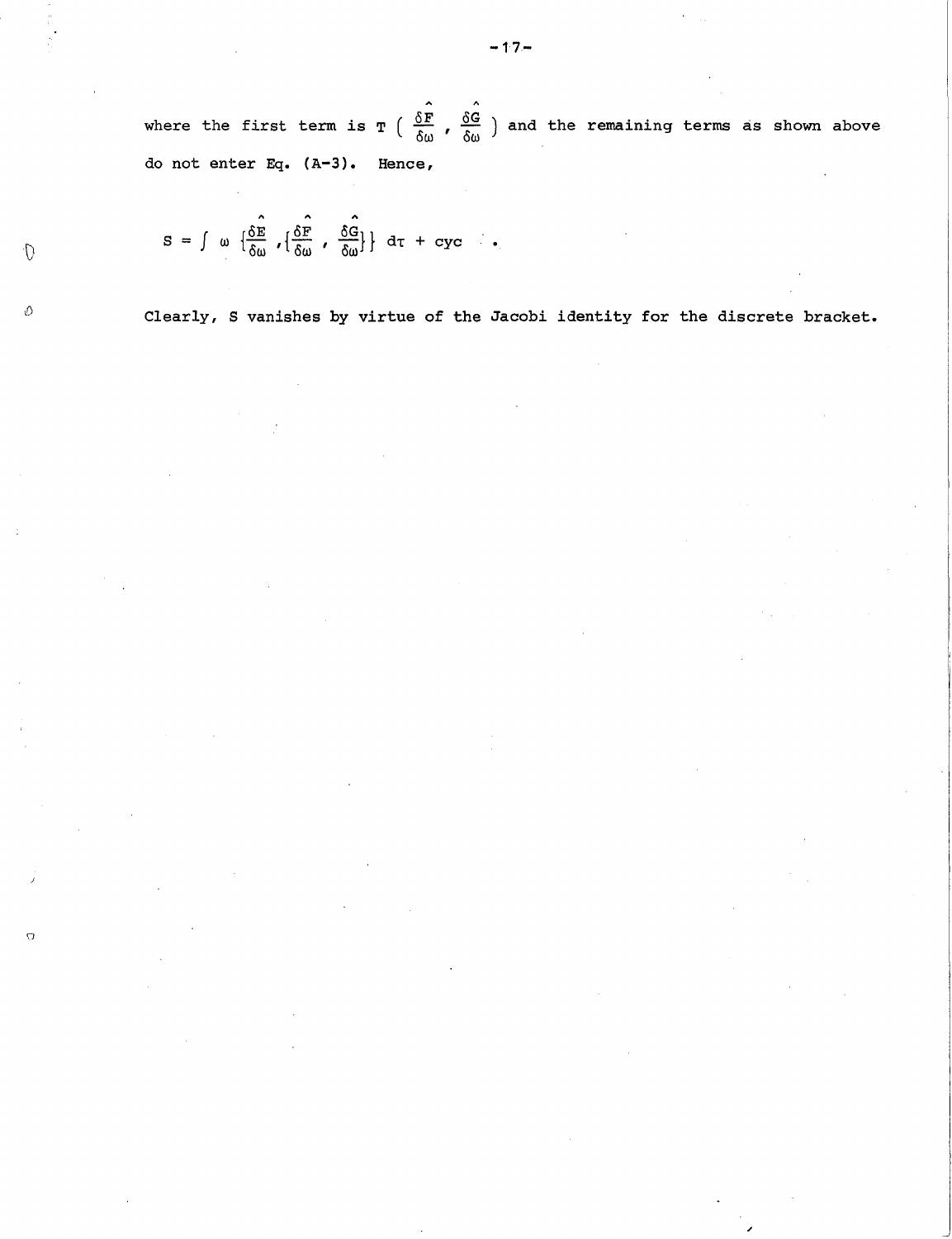where the first term is $T\left(\frac{\widehat{\delta F}}{\delta \omega}, \frac{\widehat{\delta G}}{\delta \omega}\right)$ and the remaining terms as shown above do not enter Eq. (A-3). Hence,

$$S = \int \omega \left\{\frac{\widehat{\delta E}}{\delta \omega}, \left\{\frac{\widehat{\delta F}}{\delta \omega}, \frac{\widehat{\delta G}}{\delta \omega}\right\}\right\} d\tau + \text{cyc} \quad .$$

Clearly, S vanishes by virtue of the Jacobi identity for the discrete bracket.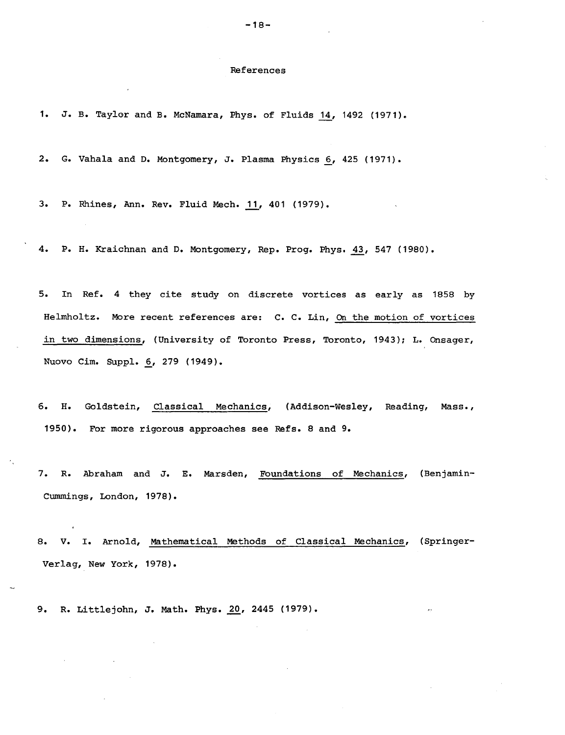## References

1. J. B. Taylor and B. McNamara, Phys. of Fluids 14, 1492 (1971).

2. G. Vahala and D. Montgomery, J. Plasma Physics 6, 425 (1971).

3. P. Rhines, Ann. Rev. Fluid Mech. 11, 401 (1979).

4. P. H. Kraichnan and D. Montgomery, Rep. Prog. Phys. 43, 547 (1980).

5. In Ref. 4 they cite study on discrete vortices as early as 1858 by Helmholtz. More recent references are: C. C. Lin, On the motion of vortices in two dimensions, (University of Toronto Press, Toronto, 1943); L. Onsager, Nuovo Cim. Suppl. 6, 279 (1949).

6. H. Goldstein, Classical Mechanics, (Addison-Wesley, Reading, Mass., 1950). For more rigorous approaches see Refs. 8 and 9.

7. R. Abraham and J. E. Marsden, Foundations of Mechanics, (Benjamin-Cummings, London, 1978).

8. V. I. Arnold, Mathematical Methods of Classical Mechanics, (Springer-Verlag, New York, 1978).

9. R. Littlejohn, J. Math. Phys. 20, 2445 (1979).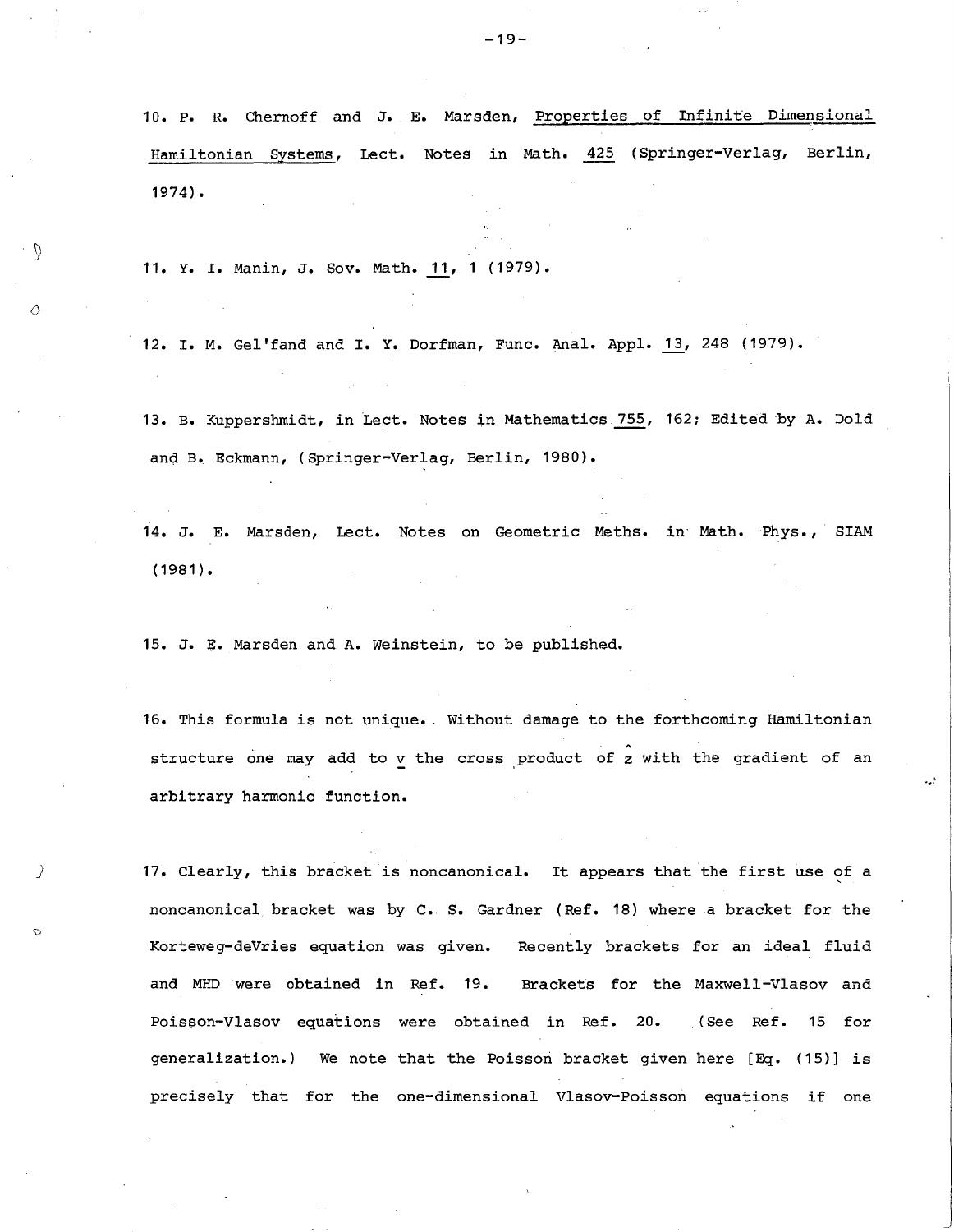10. P. R. Chernoff and J. E. Marsden, Properties of Infinite Dimensional Hamiltonian Systems, Lect. Notes in Math. 425 (Springer-Verlag, Berlin, 1974).

11. Y. I. Manin, J. Sov. Math. 11, 1 (1979).

12. I. M. Gel'fand and I. Y. Dorfman, Func. Anal. Appl. 13, 248 (1979).

13. B. Kuppershmidt, in Lect. Notes in Mathematics 755, 162; Edited by A. Dold and B. Eckmann, (Springer-Verlag, Berlin, 1980).

14. J. E. Marsden, Lect. Notes on Geometric Meths. in Math. Phys., SIAM (1981).

15. J. E. Marsden and A. Weinstein, to be published.

16. This formula is not unique. Without damage to the forthcoming Hamiltonian structure one may add to $\underline{v}$ the cross product of $\hat{z}$ with the gradient of an arbitrary harmonic function.

17. Clearly, this bracket is noncanonical. It appears that the first use of a noncanonical bracket was by C. S. Gardner (Ref. 18) where a bracket for the Korteweg-deVries equation was given. Recently brackets for an ideal fluid and MHD were obtained in Ref. 19. Brackets for the Maxwell-Vlasov and Poisson-Vlasov equations were obtained in Ref. 20. (See Ref. 15 for generalization.) We note that the Poisson bracket given here [Eq. (15)] is precisely that for the one-dimensional Vlasov-Poisson equations if one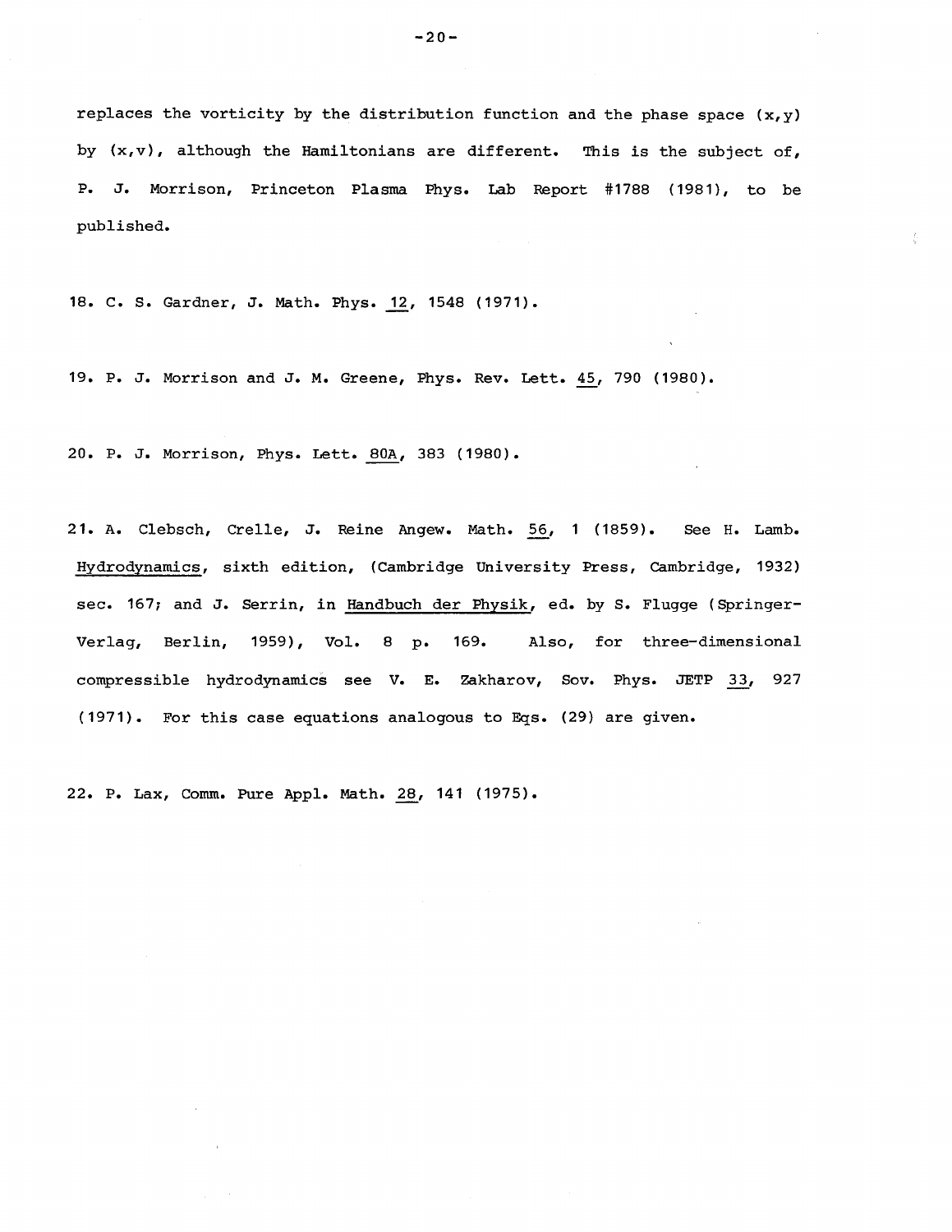replaces the vorticity by the distribution function and the phase space $(x,y)$ by $(x,v)$, although the Hamiltonians are different. This is the subject of, P. J. Morrison, Princeton Plasma Phys. Lab Report #1788 (1981), to be published.

18. C. S. Gardner, J. Math. Phys. 12, 1548 (1971).

19. P. J. Morrison and J. M. Greene, Phys. Rev. Lett. 45, 790 (1980).

20. P. J. Morrison, Phys. Lett. 80A, 383 (1980).

21. A. Clebsch, Crelle, J. Reine Angew. Math. 56, 1 (1859). See H. Lamb. Hydrodynamics, sixth edition, (Cambridge University Press, Cambridge, 1932) sec. 167; and J. Serrin, in Handbuch der Physik, ed. by S. Flugge (Springer-Verlag, Berlin, 1959), Vol. 8 p. 169. Also, for three-dimensional compressible hydrodynamics see V. E. Zakharov, Sov. Phys. JETP 33, 927 (1971). For this case equations analogous to Eqs. (29) are given.

22. P. Lax, Comm. Pure Appl. Math. 28, 141 (1975).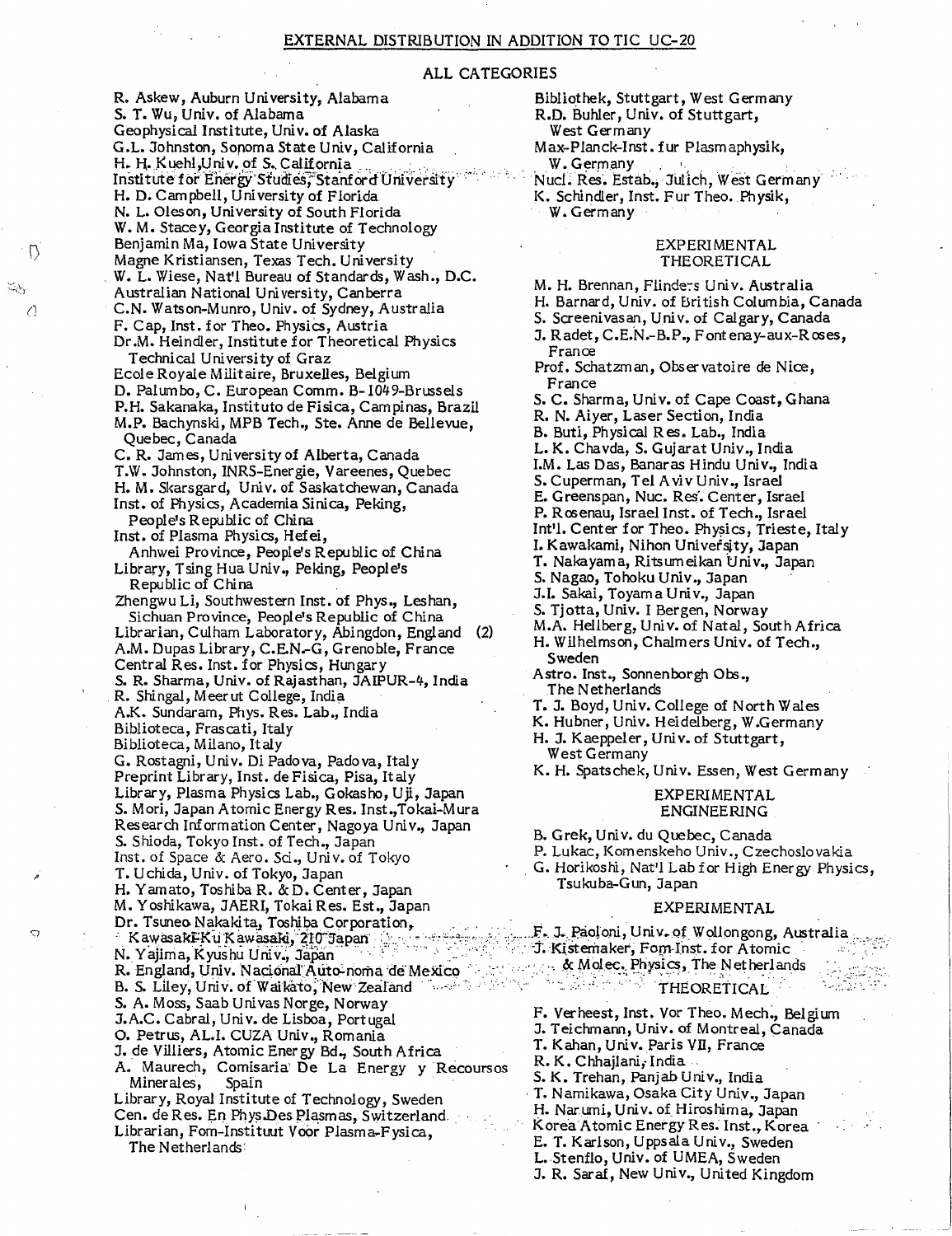## EXTERNAL DISTRIBUTION IN ADDITION TO TIC UC-20

### ALL CATEGORIES

R. Askew, Auburn University, Alabama
S. T. Wu, Univ. of Alabama
Geophysical Institute, Univ. of Alaska
G.L. Johnston, Sonoma State Univ, California
H. H. Kuehl, Univ. of S. California
Institute for Energy Studies, Stanford University
H. D. Campbell, University of Florida
N. L. Oleson, University of South Florida
W. M. Stacey, Georgia Institute of Technology
Benjamin Ma, Iowa State University
Magne Kristiansen, Texas Tech. University
W. L. Wiese, Nat'l Bureau of Standards, Wash., D.C.
Australian National University, Canberra
C.N. Watson-Munro, Univ. of Sydney, Australia
F. Cap, Inst. for Theo. Physics, Austria
Dr.M. Heindler, Institute for Theoretical Physics Technical University of Graz
Ecole Royale Militaire, Bruxelles, Belgium
D. Palumbo, C. European Comm. B-1049-Brussels
P.H. Sakanaka, Instituto de Fisica, Campinas, Brazil
M.P. Bachynski, MPB Tech., Ste. Anne de Bellevue, Quebec, Canada
C. R. James, University of Alberta, Canada
T.W. Johnston, INRS-Energie, Vareenes, Quebec
H. M. Skarsgard, Univ. of Saskatchewan, Canada
Inst. of Physics, Academia Sinica, Peking, People's Republic of China
Inst. of Plasma Physics, Hefei, Anhwei Province, People's Republic of China
Library, Tsing Hua Univ., Peking, People's Republic of China
Zhengwu Li, Southwestern Inst. of Phys., Leshan, Sichuan Province, People's Republic of China
Librarian, Culham Laboratory, Abingdon, England (2)
A.M. Dupas Library, C.E.N.-G, Grenoble, France
Central Res. Inst. for Physics, Hungary
S. R. Sharma, Univ. of Rajasthan, JAIPUR-4, India
R. Shingal, Meerut College, India
A.K. Sundaram, Phys. Res. Lab., India
Biblioteca, Frascati, Italy
Biblioteca, Milano, Italy
G. Rostagni, Univ. Di Padova, Padova, Italy
Preprint Library, Inst. de Fisica, Pisa, Italy
Library, Plasma Physics Lab., Gokasho, Uji, Japan
S. Mori, Japan Atomic Energy Res. Inst.,Tokai-Mura
Research Information Center, Nagoya Univ., Japan
S. Shioda, Tokyo Inst. of Tech., Japan
Inst. of Space & Aero. Sci., Univ. of Tokyo
T. Uchida, Univ. of Tokyo, Japan
H. Yamato, Toshiba R. & D. Center, Japan
M. Yoshikawa, JAERI, Tokai Res. Est., Japan
Dr. Tsuneo Nakakita, Toshiba Corporation, KawasakiKu Kawasaki, 210 Japan
N. Yajima, Kyushu Univ., Japan
R. England, Univ. Nacional Auto-noma de Mexico
B. S. Liley, Univ. of Waikato, New Zealand
S. A. Moss, Saab Univas Norge, Norway
J.A.C. Cabral, Univ. de Lisboa, Portugal
O. Petrus, AL.I. CUZA Univ., Romania
J. de Villiers, Atomic Energy Bd., South Africa
A. Maurech, Comisaria De La Energy y Recoursos Minerales, Spain
Library, Royal Institute of Technology, Sweden
Cen. de Res. En Phys.Des Plasmas, Switzerland
Librarian, Fom-Instituut Voor Plasma-Fysica, The Netherlands
Bibliothek, Stuttgart, West Germany
R.D. Buhler, Univ. of Stuttgart, West Germany
Max-Planck-Inst. fur Plasmaphysik, W. Germany
Nucl. Res. Estab., Julich, West Germany
K. Schindler, Inst. Fur Theo. Physik, W. Germany

### EXPERIMENTAL THEORETICAL

M. H. Brennan, Flinders Univ. Australia
H. Barnard, Univ. of British Columbia, Canada
S. Screenivasan, Univ. of Calgary, Canada
J. Radet, C.E.N.-B.P., Fontenay-aux-Roses, France
Prof. Schatzman, Observatoire de Nice, France
S. C. Sharma, Univ. of Cape Coast, Ghana
R. N. Aiyer, Laser Section, India
B. Buti, Physical Res. Lab., India
L.K. Chavda, S. Gujarat Univ., India
I.M. Las Das, Banaras Hindu Univ., India
S. Cuperman, Tel Aviv Univ., Israel
E. Greenspan, Nuc. Res. Center, Israel
P. Rosenau, Israel Inst. of Tech., Israel
Int'l. Center for Theo. Physics, Trieste, Italy
I. Kawakami, Nihon University, Japan
T. Nakayama, Ritsumeikan Univ., Japan
S. Nagao, Tohoku Univ., Japan
J.I. Sakai, Toyama Univ., Japan
S. Tjotta, Univ. I Bergen, Norway
M.A. Hellberg, Univ. of Natal, South Africa
H. Wilhelmson, Chalmers Univ. of Tech., Sweden
Astro. Inst., Sonnenborgh Obs., The Netherlands
T. J. Boyd, Univ. College of North Wales
K. Hubner, Univ. Heidelberg, W.Germany
H. J. Kaeppeler, Univ. of Stuttgart, West Germany
K. H. Spatschek, Univ. Essen, West Germany

### EXPERIMENTAL ENGINEERING

B. Grek, Univ. du Quebec, Canada
P. Lukac, Komenskeho Univ., Czechoslovakia
G. Horikoshi, Nat'l Lab for High Energy Physics, Tsukuba-Gun, Japan

### EXPERIMENTAL

F. J. Paoloni, Univ. of Wollongong, Australia
J. Kistemaker, Fom-Inst. for Atomic & Molec. Physics, The Netherlands

### THEORETICAL

F. Verheest, Inst. Vor Theo. Mech., Belgium
J. Teichmann, Univ. of Montreal, Canada
T. Kahan, Univ. Paris VII, France
R. K. Chhajlani, India
S. K. Trehan, Panjab Univ., India
T. Namikawa, Osaka City Univ., Japan
H. Narumi, Univ. of Hiroshima, Japan
Korea Atomic Energy Res. Inst., Korea
E. T. Karlson, Uppsala Univ., Sweden
L. Stenflo, Univ. of UMEA, Sweden
J. R. Saraf, New Univ., United Kingdom